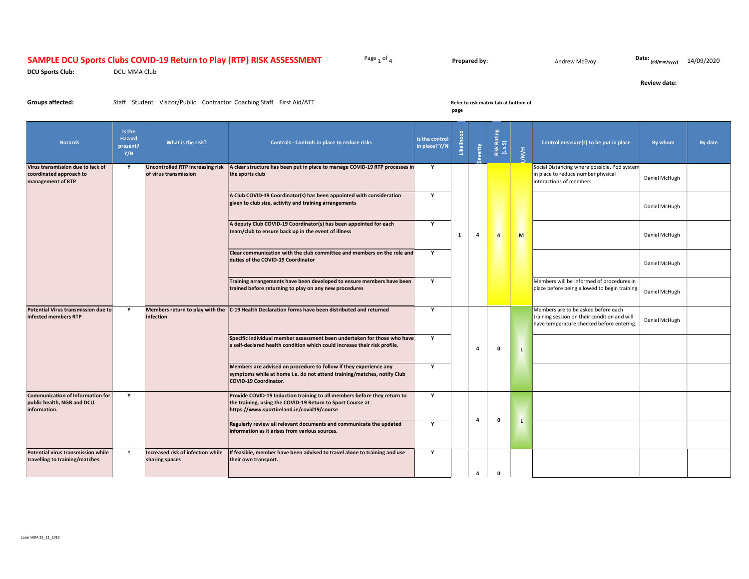# SAMPLE DCU Sports Clubs COVID-19 Return to Play (RTP) RISK ASSESSMENT

**Prepared by:** Andrew McEvoy

**Date:** (dd/mm/yyyy) 14/09/2020

**DCU Sports Club:** DCU MMA Club

**Review date:**

**Groups affected:** Staff Student Visitor/Public Contractor Coaching Staff First Aid/ATT

**Refer to risk matrix tab at bottom of page**

| Hazards | Is the Hazard present? Y/N | What is the risk? | Controls - Controls in place to reduce risks | Is the control in place? Y/N | Likelihood | Severity | Risk Rating (L x S) | L/M/H | Control measure(s) to be put in place | By whom | By date |
|---|---|---|---|---|---|---|---|---|---|---|---|
| **Virus transmission due to lack of coordinated approach to management of RTP** | Y | **Uncontrolled RTP increasing risk of virus transmission** | **A clear structure has been put in place to manage COVID-19 RTP processes in the sports club** | Y | 1 | 4 | 4 | M | Social Distancing where possible. Pod system in place to reduce number physical interactions of members. | Daniel McHugh | |
| | | | **A Club COVID-19 Coordinator(s) has been appointed with consideration given to club size, activity and training arrangements** | Y | | | | | | Daniel McHugh | |
| | | | **A deputy Club COVID-19 Coordinator(s) has been appointed for each team/club to ensure back up in the event of illness** | Y | | | | | | Daniel McHugh | |
| | | | **Clear communication with the club committee and members on the role and duties of the COVID-19 Coordinator** | Y | | | | | | Daniel McHugh | |
| | | | **Training arrangements have been developed to ensure members have been trained before returning to play on any new procedures** | Y | | | | | Members will be informed of procedures in place before being allowed to begin training. | Daniel McHugh | |
| **Potential Virus transmission due to infected members RTP** | Y | **Members return to play with the infection** | **C-19 Health Declaration forms have been distributed and returned** | Y | | 4 | 0 | L | Members are to be asked before each training session on their condition and will have temperature checked before entering. | Daniel McHugh | |
| | | | **Specific individual member assessment been undertaken for those who have a self-declared health condition which could increase their risk profile.** | Y | | | | | | | |
| | | | **Members are advised on procedure to follow if they experience any symptoms while at home i.e. do not attend training/matches, notify Club COVID-19 Coordinator.** | Y | | | | | | | |
| **Communication of Information for public health, NGB and DCU information.** | Y | | **Provide COVID-19 Induction training to all members before they return to the training, using the COVID-19 Return to Sport Course at https://www.sportireland.ie/covid19/course** | Y | | 4 | 0 | L | | | |
| | | | **Regularly review all relevant documents and communicate the updated information as it arises from various sources.** | Y | | | | | | | |
| **Potential virus transmission while travelling to training/matches** | Y | **Increased risk of infection while sharing spaces** | **If feasible, member have been advised to travel alone to training and use their own transport.** | Y | | 4 | 0 | | | | |

Laser HIRA 25_11_2019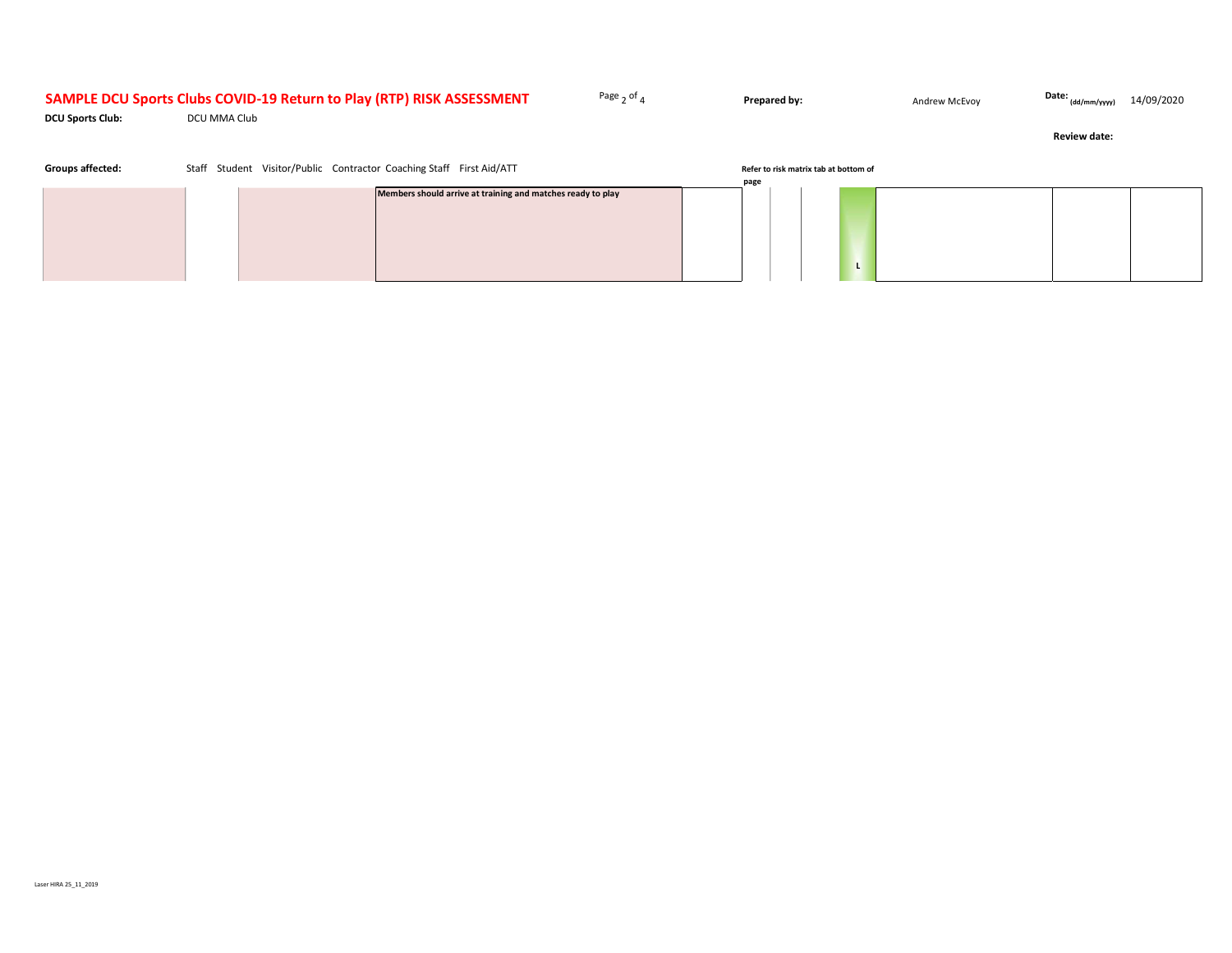# SAMPLE DCU Sports Clubs COVID-19 Return to Play (RTP) RISK ASSESSMENT

**Prepared by:** Andrew McEvoy

**Date:** (dd/mm/yyyy) 14/09/2020

**DCU Sports Club:** DCU MMA Club

**Review date:**

**Groups affected:** Staff Student Visitor/Public Contractor Coaching Staff First Aid/ATT

**Refer to risk matrix tab at bottom of page**

| | | | | | | | | | | |
|---|---|---|---|---|---|---|---|---|---|---|
| | | | **Members should arrive at training and matches ready to play** | | | | L | | | |

Laser HIRA 25_11_2019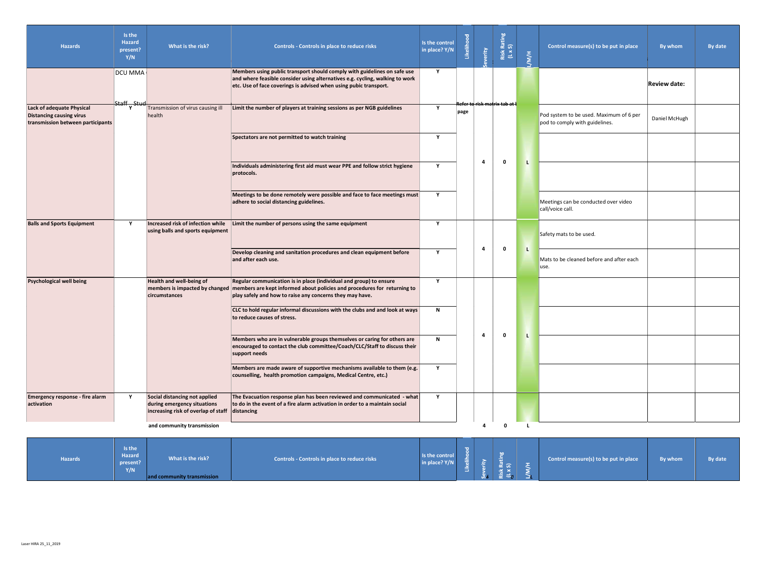| Hazards | Is the Hazard present? Y/N | What is the risk? | Controls - Controls in place to reduce risks | Is the control in place? Y/N | Likelihood | Severity | Risk Rating (L x S) | L/M/H | Control measure(s) to be put in place | By whom | By date |
|---|---|---|---|---|---|---|---|---|---|---|---|
| | DCU MMA | | Members using public transport should comply with guidelines on safe use and where feasible consider using alternatives e.g. cycling, walking to work etc. Use of face coverings is advised when using pubic transport. | Y | | | | | | **Review date:** | |
| **Lack of adequate Physical Distancing causing virus transmission between participants** | Staff Stud Y | Transmission of virus causing ill health | **Limit the number of players at training sessions as per NGB guidelines** | Y | Refer to risk matrix tab at page | 4 | 0 | L | Pod system to be used. Maximum of 6 per pod to comply with guidelines. | Daniel McHugh | |
| | | | **Spectators are not permitted to watch training** | Y | | | | | | | |
| | | | **Individuals administering first aid must wear PPE and follow strict hygiene protocols.** | Y | | | | | | | |
| | | | **Meetings to be done remotely were possible and face to face meetings must adhere to social distancing guidelines.** | Y | | | | | Meetings can be conducted over video call/voice call. | | |
| **Balls and Sports Equipment** | Y | **Increased risk of infection while using balls and sports equipment** | **Limit the number of persons using the same equipment** | Y | | 4 | 0 | L | Safety mats to be used. | | |
| | | | **Develop cleaning and sanitation procedures and clean equipment before and after each use.** | Y | | | | | Mats to be cleaned before and after each use. | | |
| **Psychological well being** | | **Health and well-being of members is impacted by changed circumstances** | Regular communication is in place (individual and group) to ensure members are kept informed about policies and procedures for returning to play safely and how to raise any concerns they may have. | Y | | 4 | 0 | L | | | |
| | | | **CLC to hold regular informal discussions with the clubs and and look at ways to reduce causes of stress.** | N | | | | | | | |
| | | | **Members who are in vulnerable groups themselves or caring for others are encouraged to contact the club committee/Coach/CLC/Staff to discuss their support needs** | N | | | | | | | |
| | | | **Members are made aware of supportive mechanisms available to them (e.g. counselling, health promotion campaigns, Medical Centre, etc.)** | Y | | | | | | | |
| **Emergency response - fire alarm activation** | Y | **Social distancing not applied during emergency situations increasing risk of overlap of staff and community transmission** | **The Evacuation response plan has been reviewed and communicated - what to do in the event of a fire alarm activation in order to a maintain social distancing** | Y | | 4 | 0 | L | | | |

Laser HIRA 25_11_2019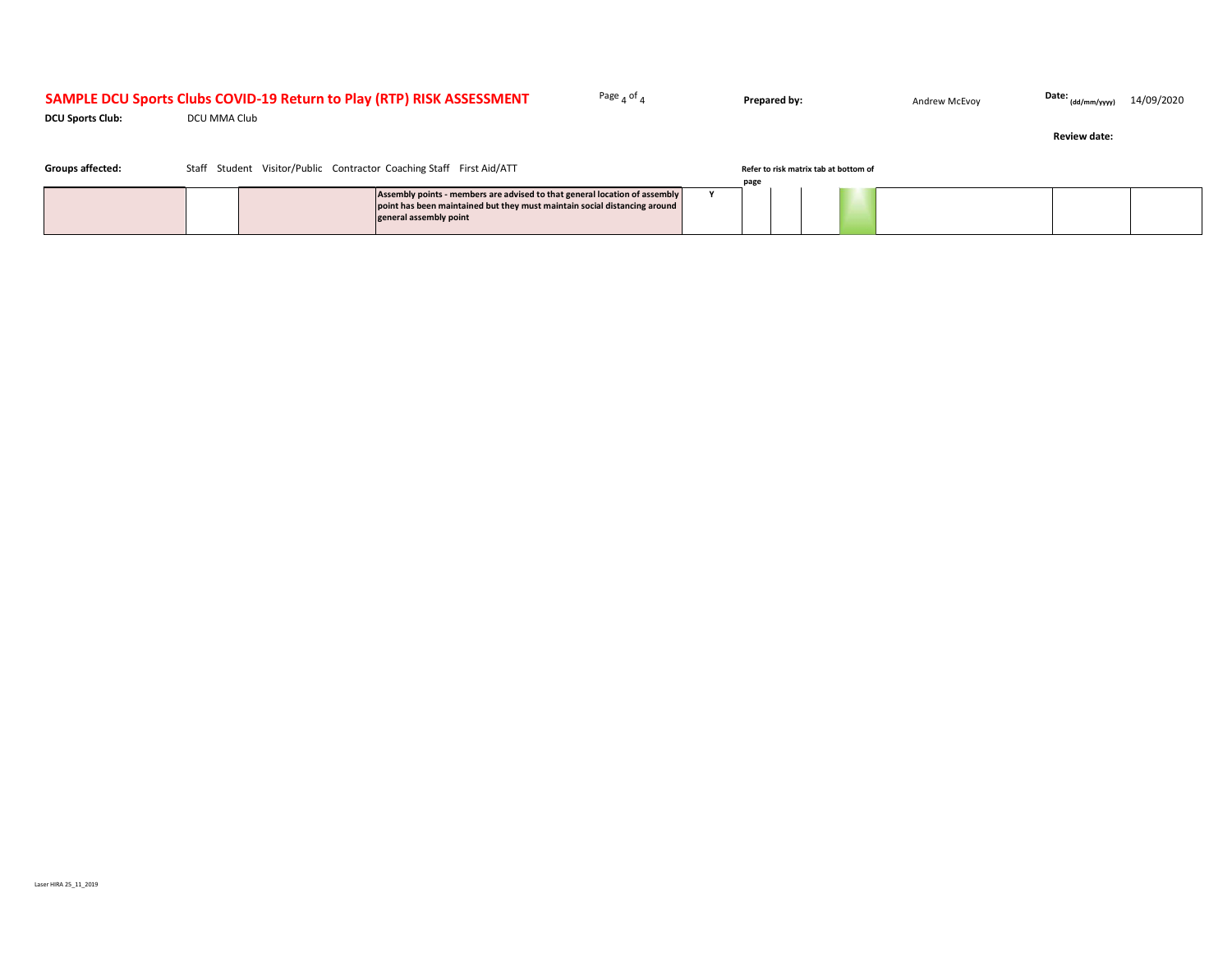## SAMPLE DCU Sports Clubs COVID-19 Return to Play (RTP) RISK ASSESSMENT

**Prepared by:** Andrew McEvoy

**Date:** (dd/mm/yyyy) 14/09/2020

**DCU Sports Club:** DCU MMA Club

**Review date:**

**Groups affected:** Staff Student Visitor/Public Contractor Coaching Staff First Aid/ATT

**Refer to risk matrix tab at bottom of page**

| | | | | | | | | | | | |
|---|---|---|---|---|---|---|---|---|---|---|---|
| | | | **Assembly points - members are advised to that general location of assembly point has been maintained but they must maintain social distancing around general assembly point** | **Y** | | | | | | | |

Laser HIRA 25_11_2019